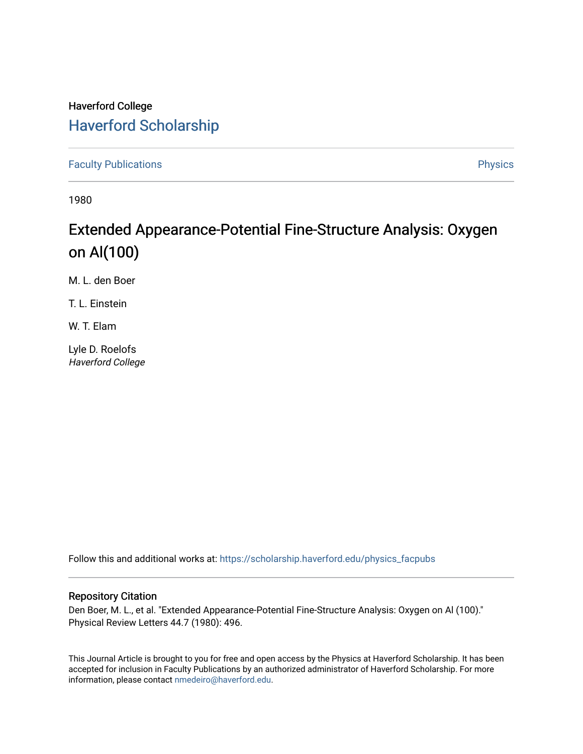Haverford College

# Haverford Scholarship

Faculty Publications | Physics

1980

## Extended Appearance-Potential Fine-Structure Analysis: Oxygen on Al(100)

M. L. den Boer

T. L. Einstein

W. T. Elam

Lyle D. Roelofs
*Haverford College*

Follow this and additional works at: https://scholarship.haverford.edu/physics_facpubs

### Repository Citation

Den Boer, M. L., et al. "Extended Appearance-Potential Fine-Structure Analysis: Oxygen on Al (100)." Physical Review Letters 44.7 (1980): 496.

This Journal Article is brought to you for free and open access by the Physics at Haverford Scholarship. It has been accepted for inclusion in Faculty Publications by an authorized administrator of Haverford Scholarship. For more information, please contact nmedeiro@haverford.edu.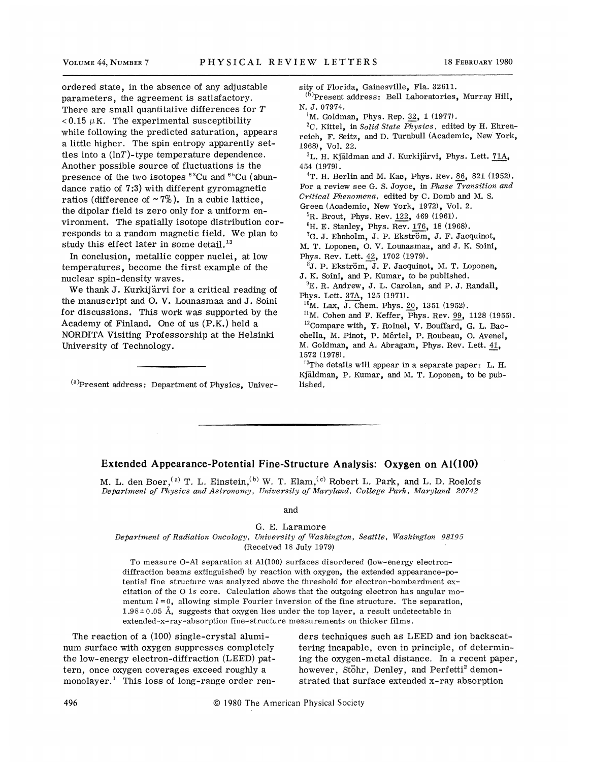ordered state, in the absence of any adjustable parameters, the agreement is satisfactory. There are small quantitative differences for $T < 0.15$ $\mu$K. The experimental susceptibility while following the predicted saturation, appears a little higher. The spin entropy apparently settles into a $(\ln T)$-type temperature dependence. Another possible source of fluctuations is the presence of the two isotopes $^{63}$Cu and $^{65}$Cu (abundance ratio of 7:3) with different gyromagnetic ratios (difference of $\sim 7\%$). In a cubic lattice, the dipolar field is zero only for a uniform environment. The spatially isotope distribution corresponds to a random magnetic field. We plan to study this effect later in some detail.[13]

In conclusion, metallic copper nuclei, at low temperatures, become the first example of the nuclear spin-density waves.

We thank J. Kurkijärvi for a critical reading of the manuscript and O. V. Lounasmaa and J. Soini for discussions. This work was supported by the Academy of Finland. One of us (P.K.) held a NORDITA Visiting Professorship at the Helsinki University of Technology.

---

[a]Present address: Department of Physics, University of Florida, Gainesville, Fla. 32611.

[b]Present address: Bell Laboratories, Murray Hill, N. J. 07974.

[1]M. Goldman, Phys. Rep. 32, 1 (1977).

[2]C. Kittel, in *Solid State Physics*, edited by H. Ehrenreich, F. Seitz, and D. Turnbull (Academic, New York, 1968), Vol. 22.

[3]L. H. Kjäldman and J. Kurkijärvi, Phys. Lett. 71A, 454 (1979).

[4]T. H. Berlin and M. Kac, Phys. Rev. 86, 821 (1952). For a review see G. S. Joyce, in *Phase Transition and Critical Phenomena*, edited by C. Domb and M. S. Green (Academic, New York, 1972), Vol. 2.

[5]R. Brout, Phys. Rev. 122, 469 (1961).

[6]H. E. Stanley, Phys. Rev. 176, 18 (1968).

[7]G. J. Ehnholm, J. P. Ekström, J. F. Jacquinot, M. T. Loponen, O. V. Lounasmaa, and J. K. Soini, Phys. Rev. Lett. 42, 1702 (1979).

[8]J. P. Ekström, J. F. Jacquinot, M. T. Loponen, J. K. Soini, and P. Kumar, to be published.

[9]E. R. Andrew, J. L. Carolan, and P. J. Randall, Phys. Lett. 37A, 125 (1971).

[10]M. Lax, J. Chem. Phys. 20, 1351 (1952).

[11]M. Cohen and F. Keffer, Phys. Rev. 99, 1128 (1955).

[12]Compare with, Y. Roinel, V. Bouffard, G. L. Bacchella, M. Pinot, P. Mériel, P. Roubeau, O. Avenel, M. Goldman, and A. Abragam, Phys. Rev. Lett. 41, 1572 (1978).

[13]The details will appear in a separate paper: L. H. Kjäldman, P. Kumar, and M. T. Loponen, to be published.

---

## Extended Appearance-Potential Fine-Structure Analysis: Oxygen on Al(100)

M. L. den Boer,[a] T. L. Einstein,[b] W. T. Elam,[c] Robert L. Park, and L. D. Roelofs
*Department of Physics and Astronomy, University of Maryland, College Park, Maryland 20742*

and

G. E. Laramore
*Department of Radiation Oncology, University of Washington, Seattle, Washington 98195*
(Received 18 July 1979)

To measure O-Al separation at Al(100) surfaces disordered (low-energy electron-diffraction beams extinguished) by reaction with oxygen, the extended appearance-potential fine structure was analyzed above the threshold for electron-bombardment excitation of the O 1*s* core. Calculation shows that the outgoing electron has angular momentum $l = 0$, allowing simple Fourier inversion of the fine structure. The separation, $1.98 \pm 0.05$ Å, suggests that oxygen lies under the top layer, a result undetectable in extended-x-ray-absorption fine-structure measurements on thicker films.

The reaction of a (100) single-crystal aluminum surface with oxygen suppresses completely the low-energy electron-diffraction (LEED) pattern, once oxygen coverages exceed roughly a monolayer.[1] This loss of long-range order renders techniques such as LEED and ion backscattering incapable, even in principle, of determining the oxygen-metal distance. In a recent paper, however, Stöhr, Denley, and Perfetti[2] demonstrated that surface extended x-ray absorption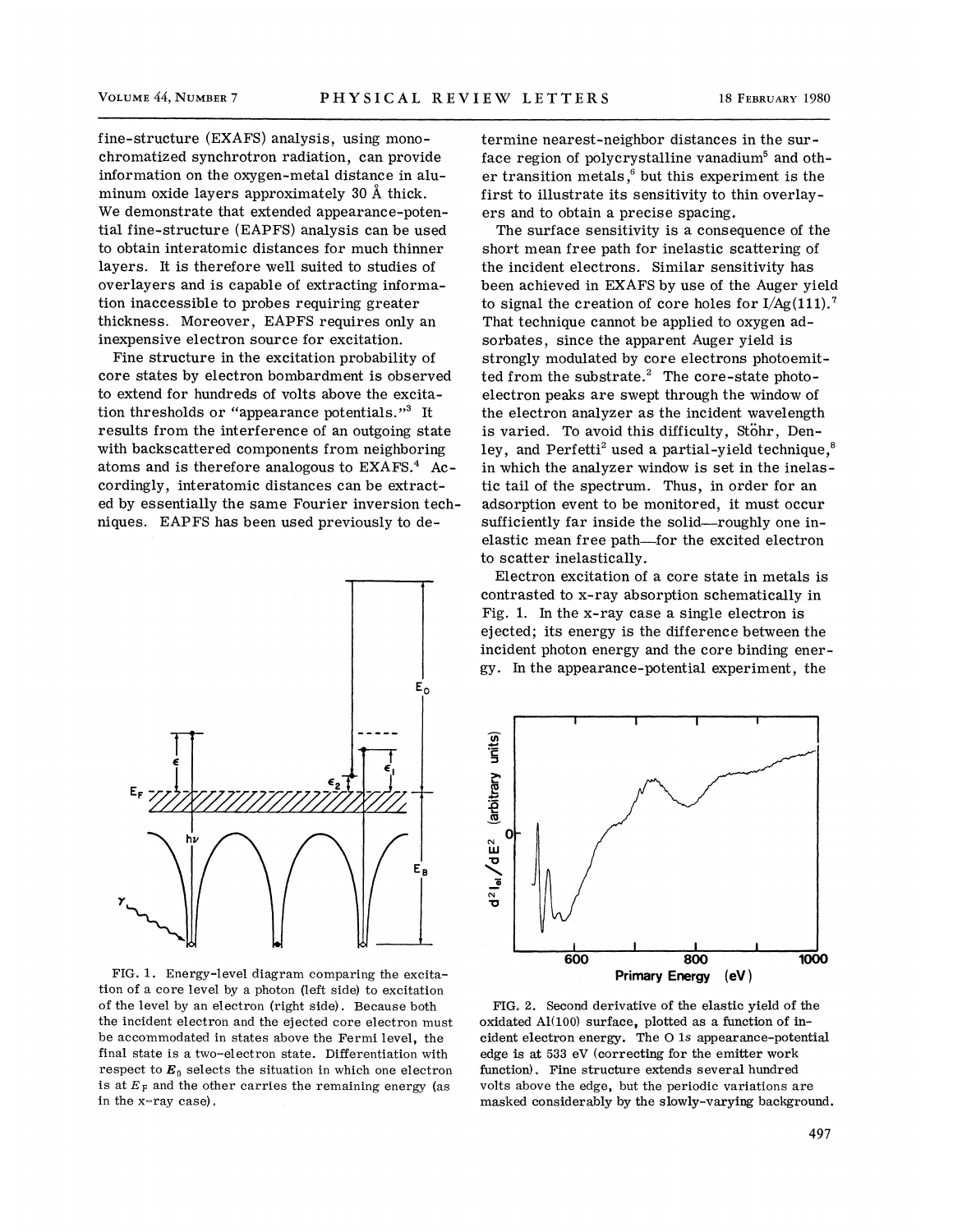fine-structure (EXAFS) analysis, using monochromatized synchrotron radiation, can provide information on the oxygen-metal distance in aluminum oxide layers approximately 30 Å thick. We demonstrate that extended appearance-potential fine-structure (EAPFS) analysis can be used to obtain interatomic distances for much thinner layers. It is therefore well suited to studies of overlayers and is capable of extracting information inaccessible to probes requiring greater thickness. Moreover, EAPFS requires only an inexpensive electron source for excitation.

Fine structure in the excitation probability of core states by electron bombardment is observed to extend for hundreds of volts above the excitation thresholds or "appearance potentials."[3] It results from the interference of an outgoing state with backscattered components from neighboring atoms and is therefore analogous to EXAFS.[4] Accordingly, interatomic distances can be extracted by essentially the same Fourier inversion techniques. EAPFS has been used previously to determine nearest-neighbor distances in the surface region of polycrystalline vanadium[5] and other transition metals,[6] but this experiment is the first to illustrate its sensitivity to thin overlayers and to obtain a precise spacing.

The surface sensitivity is a consequence of the short mean free path for inelastic scattering of the incident electrons. Similar sensitivity has been achieved in EXAFS by use of the Auger yield to signal the creation of core holes for I/Ag(111).[7] That technique cannot be applied to oxygen adsorbates, since the apparent Auger yield is strongly modulated by core electrons photoemitted from the substrate.[2] The core-state photoelectron peaks are swept through the window of the electron analyzer as the incident wavelength is varied. To avoid this difficulty, Stöhr, Denley, and Perfetti[2] used a partial-yield technique,[8] in which the analyzer window is set in the inelastic tail of the spectrum. Thus, in order for an adsorption event to be monitored, it must occur sufficiently far inside the solid—roughly one inelastic mean free path—for the excited electron to scatter inelastically.

FIG. 1. Energy-level diagram comparing the excitation of a core level by a photon (left side) to excitation of the level by an electron (right side). Because both the incident electron and the ejected core electron must be accommodated in states above the Fermi level, the final state is a two-electron state. Differentiation with respect to $\boldsymbol{E}_0$ selects the situation in which one electron is at $E_F$ and the other carries the remaining energy (as in the x-ray case).

Electron excitation of a core state in metals is contrasted to x-ray absorption schematically in Fig. 1. In the x-ray case a single electron is ejected; its energy is the difference between the incident photon energy and the core binding energy. In the appearance-potential experiment, the

FIG. 2. Second derivative of the elastic yield of the oxidated Al(100) surface, plotted as a function of incident electron energy. The O 1s appearance-potential edge is at 533 eV (correcting for the emitter work function). Fine structure extends several hundred volts above the edge, but the periodic variations are masked considerably by the slowly-varying background.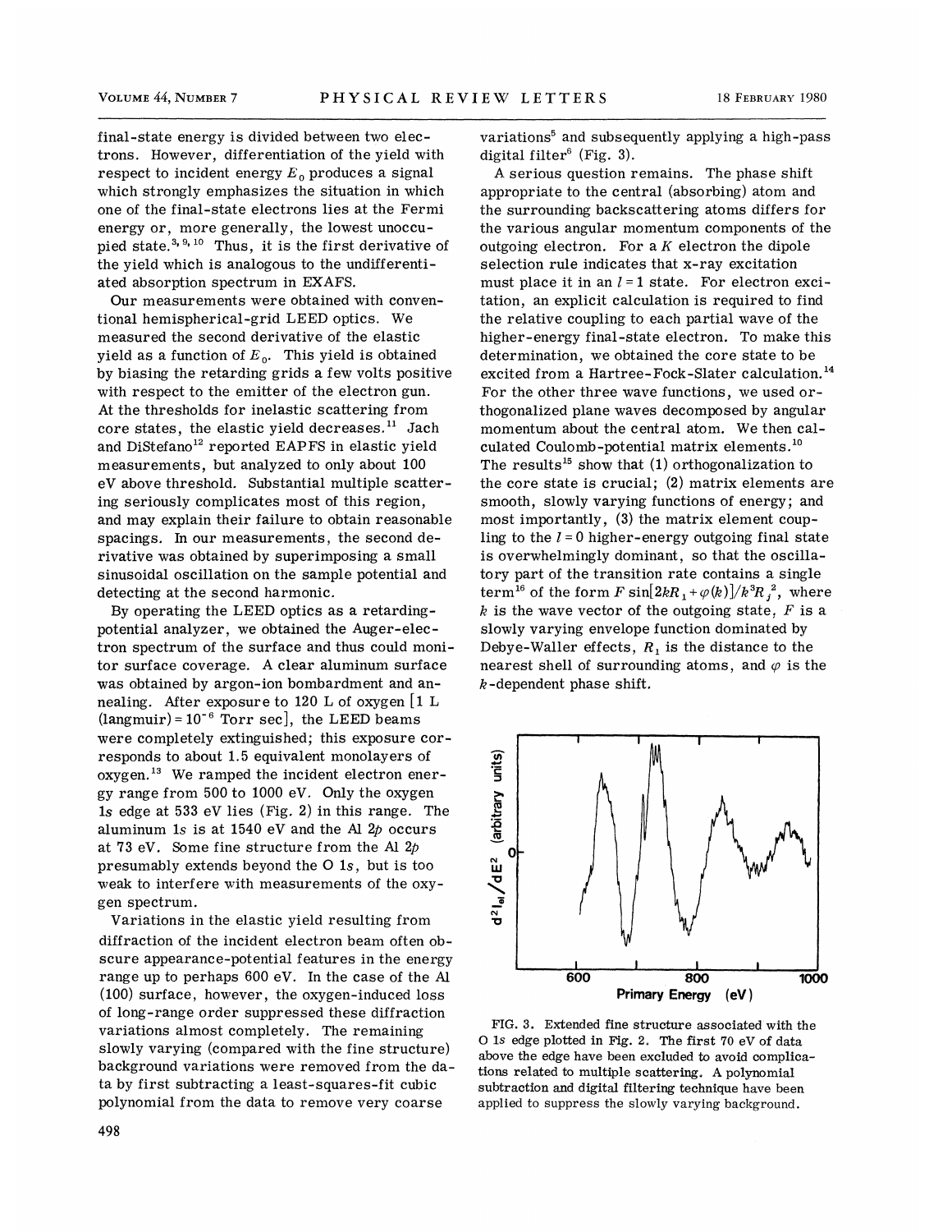final-state energy is divided between two electrons. However, differentiation of the yield with respect to incident energy $E_0$ produces a signal which strongly emphasizes the situation in which one of the final-state electrons lies at the Fermi energy or, more generally, the lowest unoccupied state.[3,9,10] Thus, it is the first derivative of the yield which is analogous to the undifferentiated absorption spectrum in EXAFS.

Our measurements were obtained with conventional hemispherical-grid LEED optics. We measured the second derivative of the elastic yield as a function of $E_0$. This yield is obtained by biasing the retarding grids a few volts positive with respect to the emitter of the electron gun. At the thresholds for inelastic scattering from core states, the elastic yield decreases.[11] Jach and DiStefano[12] reported EAPFS in elastic yield measurements, but analyzed to only about 100 eV above threshold. Substantial multiple scattering seriously complicates most of this region, and may explain their failure to obtain reasonable spacings. In our measurements, the second derivative was obtained by superimposing a small sinusoidal oscillation on the sample potential and detecting at the second harmonic.

By operating the LEED optics as a retarding-potential analyzer, we obtained the Auger-electron spectrum of the surface and thus could monitor surface coverage. A clear aluminum surface was obtained by argon-ion bombardment and annealing. After exposure to 120 L of oxygen [1 L (langmuir) = $10^{-6}$ Torr sec], the LEED beams were completely extinguished; this exposure corresponds to about 1.5 equivalent monolayers of oxygen.[13] We ramped the incident electron energy range from 500 to 1000 eV. Only the oxygen 1*s* edge at 533 eV lies (Fig. 2) in this range. The aluminum 1*s* is at 1540 eV and the Al 2*p* occurs at 73 eV. Some fine structure from the Al 2*p* presumably extends beyond the O 1*s*, but is too weak to interfere with measurements of the oxygen spectrum.

Variations in the elastic yield resulting from diffraction of the incident electron beam often obscure appearance-potential features in the energy range up to perhaps 600 eV. In the case of the Al (100) surface, however, the oxygen-induced loss of long-range order suppressed these diffraction variations almost completely. The remaining slowly varying (compared with the fine structure) background variations were removed from the data by first subtracting a least-squares-fit cubic polynomial from the data to remove very coarse variations[5] and subsequently applying a high-pass digital filter[6] (Fig. 3).

A serious question remains. The phase shift appropriate to the central (absorbing) atom and the surrounding backscattering atoms differs for the various angular momentum components of the outgoing electron. For a *K* electron the dipole selection rule indicates that x-ray excitation must place it in an $l = 1$ state. For electron excitation, an explicit calculation is required to find the relative coupling to each partial wave of the higher-energy final-state electron. To make this determination, we obtained the core state to be excited from a Hartree-Fock-Slater calculation.[14] For the other three wave functions, we used orthogonalized plane waves decomposed by angular momentum about the central atom. We then calculated Coulomb-potential matrix elements.[10] The results[15] show that (1) orthogonalization to the core state is crucial; (2) matrix elements are smooth, slowly varying functions of energy; and most importantly, (3) the matrix element coupling to the $l = 0$ higher-energy outgoing final state is overwhelmingly dominant, so that the oscillatory part of the transition rate contains a single term[16] of the form $F \sin[2kR_1 + \varphi(k)]/k^3 R_j^{\,2}$, where $k$ is the wave vector of the outgoing state, $F$ is a slowly varying envelope function dominated by Debye-Waller effects, $R_1$ is the distance to the nearest shell of surrounding atoms, and $\varphi$ is the $k$-dependent phase shift.

FIG. 3. Extended fine structure associated with the O 1*s* edge plotted in Fig. 2. The first 70 eV of data above the edge have been excluded to avoid complications related to multiple scattering. A polynomial subtraction and digital filtering technique have been applied to suppress the slowly varying background.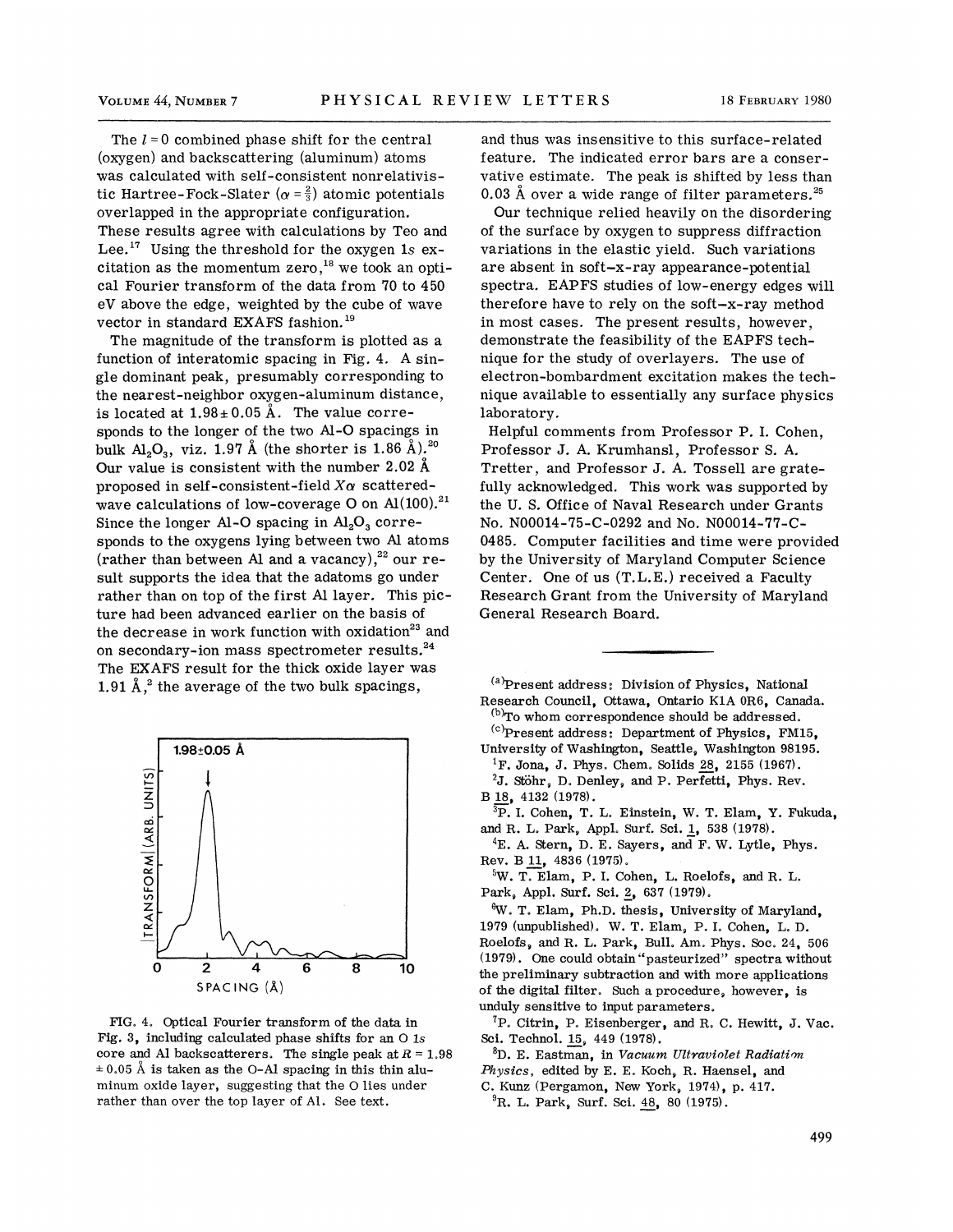The $l = 0$ combined phase shift for the central (oxygen) and backscattering (aluminum) atoms was calculated with self-consistent nonrelativistic Hartree-Fock-Slater ($\alpha = \frac{2}{3}$) atomic potentials overlapped in the appropriate configuration. These results agree with calculations by Teo and Lee.[17] Using the threshold for the oxygen 1s excitation as the momentum zero,[18] we took an optical Fourier transform of the data from 70 to 450 eV above the edge, weighted by the cube of wave vector in standard EXAFS fashion.[19]

The magnitude of the transform is plotted as a function of interatomic spacing in Fig. 4. A single dominant peak, presumably corresponding to the nearest-neighbor oxygen-aluminum distance, is located at $1.98 \pm 0.05$ Å. The value corresponds to the longer of the two Al-O spacings in bulk $Al_2O_3$, viz. 1.97 Å (the shorter is 1.86 Å).[20] Our value is consistent with the number 2.02 Å proposed in self-consistent-field $X\alpha$ scattered-wave calculations of low-coverage O on Al(100).[21] Since the longer Al-O spacing in $Al_2O_3$ corresponds to the oxygens lying between two Al atoms (rather than between Al and a vacancy),[22] our result supports the idea that the adatoms go under rather than on top of the first Al layer. This picture had been advanced earlier on the basis of the decrease in work function with oxidation[23] and on secondary-ion mass spectrometer results.[24] The EXAFS result for the thick oxide layer was 1.91 Å,[2] the average of the two bulk spacings,

FIG. 4. Optical Fourier transform of the data in Fig. 3, including calculated phase shifts for an O 1s core and Al backscatterers. The single peak at $R = 1.98 \pm 0.05$ Å is taken as the O-Al spacing in this thin aluminum oxide layer, suggesting that the O lies under rather than over the top layer of Al. See text.

and thus was insensitive to this surface-related feature. The indicated error bars are a conservative estimate. The peak is shifted by less than 0.03 Å over a wide range of filter parameters.[25]

Our technique relied heavily on the disordering of the surface by oxygen to suppress diffraction variations in the elastic yield. Such variations are absent in soft-x-ray appearance-potential spectra. EAPFS studies of low-energy edges will therefore have to rely on the soft-x-ray method in most cases. The present results, however, demonstrate the feasibility of the EAPFS technique for the study of overlayers. The use of electron-bombardment excitation makes the technique available to essentially any surface physics laboratory.

Helpful comments from Professor P. I. Cohen, Professor J. A. Krumhansl, Professor S. A. Tretter, and Professor J. A. Tossell are gratefully acknowledged. This work was supported by the U. S. Office of Naval Research under Grants No. N00014-75-C-0292 and No. N00014-77-C-0485. Computer facilities and time were provided by the University of Maryland Computer Science Center. One of us (T.L.E.) received a Faculty Research Grant from the University of Maryland General Research Board.

---

[a] Present address: Division of Physics, National Research Council, Ottawa, Ontario K1A 0R6, Canada.

[b] To whom correspondence should be addressed.

[c] Present address: Department of Physics, FM15, University of Washington, Seattle, Washington 98195.

[1] F. Jona, J. Phys. Chem. Solids 28, 2155 (1967).

[2] J. Stöhr, D. Denley, and P. Perfetti, Phys. Rev. B 18, 4132 (1978).

[3] P. I. Cohen, T. L. Einstein, W. T. Elam, Y. Fukuda, and R. L. Park, Appl. Surf. Sci. 1, 538 (1978).

[4] E. A. Stern, D. E. Sayers, and F. W. Lytle, Phys. Rev. B 11, 4836 (1975).

[5] W. T. Elam, P. I. Cohen, L. Roelofs, and R. L. Park, Appl. Surf. Sci. 2, 637 (1979).

[6] W. T. Elam, Ph.D. thesis, University of Maryland, 1979 (unpublished). W. T. Elam, P. I. Cohen, L. D. Roelofs, and R. L. Park, Bull. Am. Phys. Soc. 24, 506 (1979). One could obtain "pasteurized" spectra without the preliminary subtraction and with more applications of the digital filter. Such a procedure, however, is unduly sensitive to input parameters.

[7] P. Citrin, P. Eisenberger, and R. C. Hewitt, J. Vac. Sci. Technol. 15, 449 (1978).

[8] D. E. Eastman, in *Vacuum Ultraviolet Radiation Physics*, edited by E. E. Koch, R. Haensel, and C. Kunz (Pergamon, New York, 1974), p. 417.

[9] R. L. Park, Surf. Sci. 48, 80 (1975).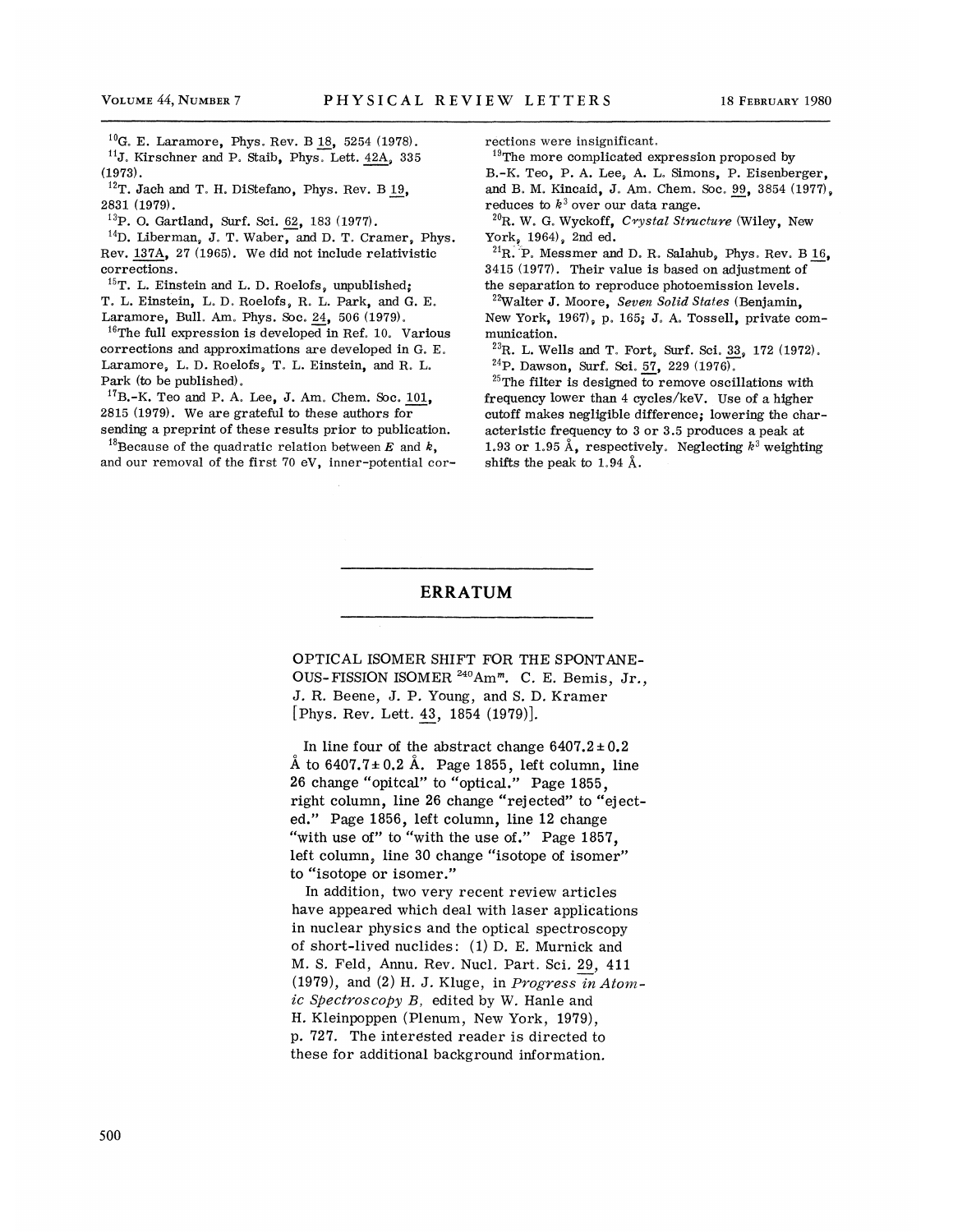[10] G. E. Laramore, Phys. Rev. B 18, 5254 (1978).

[11] J. Kirschner and P. Staib, Phys. Lett. 42A, 335 (1973).

[12] T. Jach and T. H. DiStefano, Phys. Rev. B 19, 2831 (1979).

[13] P. O. Gartland, Surf. Sci. 62, 183 (1977).

[14] D. Liberman, J. T. Waber, and D. T. Cramer, Phys. Rev. 137A, 27 (1965). We did not include relativistic corrections.

[15] T. L. Einstein and L. D. Roelofs, unpublished; T. L. Einstein, L. D. Roelofs, R. L. Park, and G. E. Laramore, Bull. Am. Phys. Soc. 24, 506 (1979).

[16] The full expression is developed in Ref. 10. Various corrections and approximations are developed in G. E. Laramore, L. D. Roelofs, T. L. Einstein, and R. L. Park (to be published).

[17] B.-K. Teo and P. A. Lee, J. Am. Chem. Soc. 101, 2815 (1979). We are grateful to these authors for sending a preprint of these results prior to publication.

[18] Because of the quadratic relation between $E$ and $k$, and our removal of the first 70 eV, inner-potential corrections were insignificant.

[19] The more complicated expression proposed by B.-K. Teo, P. A. Lee, A. L. Simons, P. Eisenberger, and B. M. Kincaid, J. Am. Chem. Soc. 99, 3854 (1977), reduces to $k^3$ over our data range.

[20] R. W. G. Wyckoff, *Crystal Structure* (Wiley, New York, 1964), 2nd ed.

[21] R. P. Messmer and D. R. Salahub, Phys. Rev. B 16, 3415 (1977). Their value is based on adjustment of the separation to reproduce photoemission levels.

[22] Walter J. Moore, *Seven Solid States* (Benjamin, New York, 1967), p. 165; J. A. Tossell, private communication.

[23] R. L. Wells and T. Fort, Surf. Sci. 33, 172 (1972).

[24] P. Dawson, Surf. Sci. 57, 229 (1976).

[25] The filter is designed to remove oscillations with frequency lower than 4 cycles/keV. Use of a higher cutoff makes negligible difference; lowering the characteristic frequency to 3 or 3.5 produces a peak at 1.93 or 1.95 Å, respectively. Neglecting $k^3$ weighting shifts the peak to 1.94 Å.

## ERRATUM

OPTICAL ISOMER SHIFT FOR THE SPONTANEOUS-FISSION ISOMER $^{240}Am^m$. C. E. Bemis, Jr., J. R. Beene, J. P. Young, and S. D. Kramer [Phys. Rev. Lett. 43, 1854 (1979)].

In line four of the abstract change 6407.2 ± 0.2 Å to 6407.7 ± 0.2 Å. Page 1855, left column, line 26 change "opitcal" to "optical." Page 1855, right column, line 26 change "rejected" to "ejected." Page 1856, left column, line 12 change "with use of" to "with the use of." Page 1857, left column, line 30 change "isotope of isomer" to "isotope or isomer."

In addition, two very recent review articles have appeared which deal with laser applications in nuclear physics and the optical spectroscopy of short-lived nuclides: (1) D. E. Murnick and M. S. Feld, Annu. Rev. Nucl. Part. Sci. 29, 411 (1979), and (2) H. J. Kluge, in *Progress in Atomic Spectroscopy B*, edited by W. Hanle and H. Kleinpoppen (Plenum, New York, 1979), p. 727. The interested reader is directed to these for additional background information.